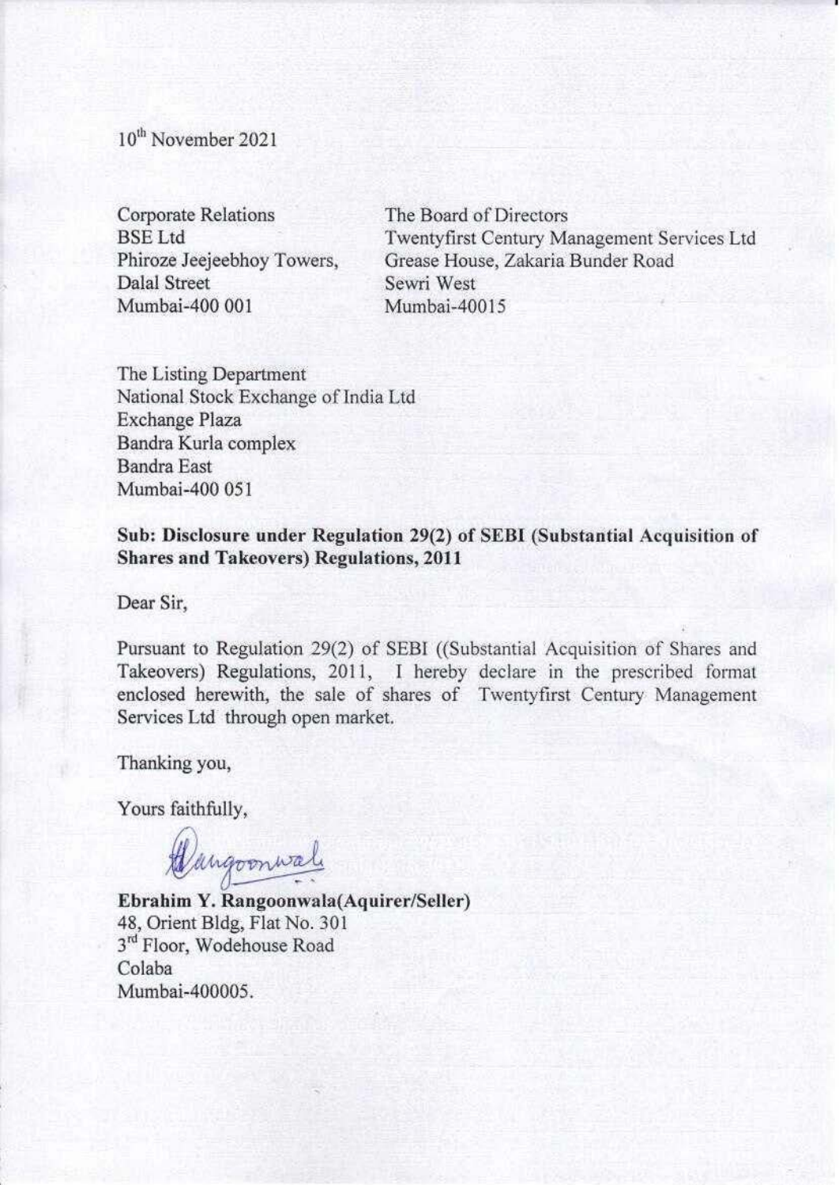10th November 2021

Corporate Relations
BSE Ltd
Phiroze Jeejeebhoy Towers,
Dalal Street
Mumbai-400 001

The Board of Directors
Twentyfirst Century Management Services Ltd
Grease House, Zakaria Bunder Road
Sewri West
Mumbai-40015

The Listing Department
National Stock Exchange of India Ltd
Exchange Plaza
Bandra Kurla complex
Bandra East
Mumbai-400 051

**Sub: Disclosure under Regulation 29(2) of SEBI (Substantial Acquisition of Shares and Takeovers) Regulations, 2011**

Dear Sir,

Pursuant to Regulation 29(2) of SEBI ((Substantial Acquisition of Shares and Takeovers) Regulations, 2011, I hereby declare in the prescribed format enclosed herewith, the sale of shares of Twentyfirst Century Management Services Ltd through open market.

Thanking you,

Yours faithfully,

**Ebrahim Y. Rangoonwala(Aquirer/Seller)**
48, Orient Bldg, Flat No. 301
3rd Floor, Wodehouse Road
Colaba
Mumbai-400005.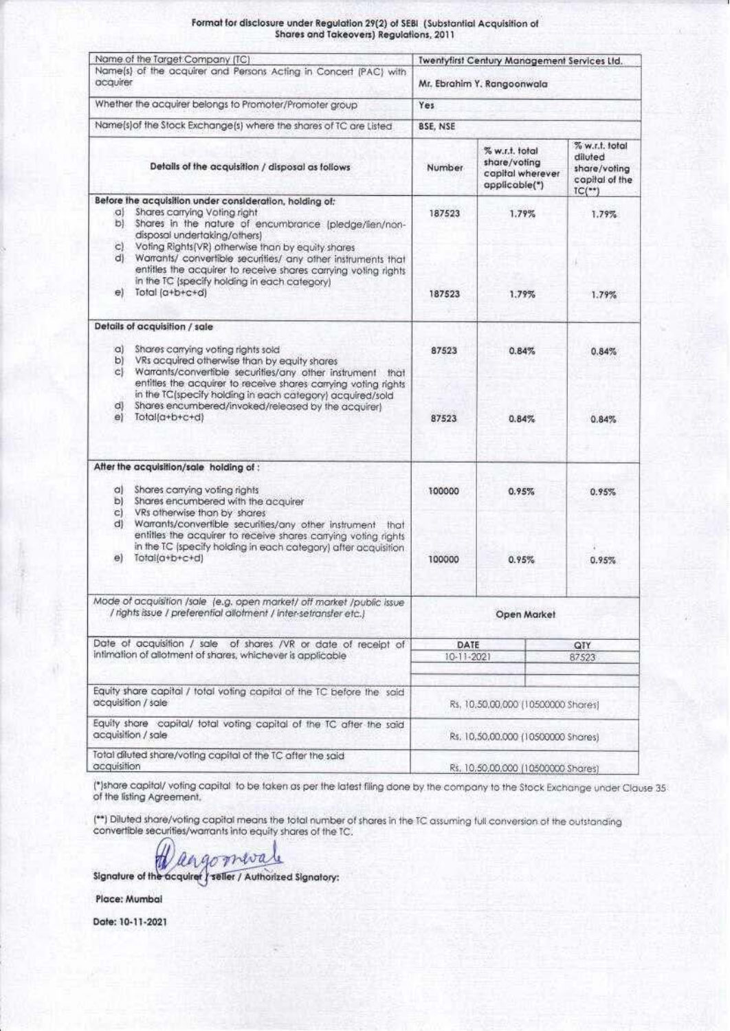# Format for disclosure under Regulation 29(2) of SEBI (Substantial Acquisition of Shares and Takeovers) Regulations, 2011

| | | | |
|---|---|---|---|
| Name of the Target Company (TC) | Twentyfirst Century Management Services Ltd. | | |
| Name(s) of the acquirer and Persons Acting in Concert (PAC) with acquirer | Mr. Ebrahim Y. Rangoonwala | | |
| Whether the acquirer belongs to Promoter/Promoter group | Yes | | |
| Name(s)of the Stock Exchange(s) where the shares of TC are Listed | BSE, NSE | | |
| **Details of the acquisition / disposal as follows** | **Number** | **% w.r.t. total share/voting capital wherever applicable(*)** | **% w.r.t. total diluted share/voting capital of the TC(**)** |
| **Before the acquisition under consideration, holding of:** | | | |
| a) Shares carrying Voting right | 187523 | 1.79% | 1.79% |
| b) Shares in the nature of encumbrance (pledge/lien/non-disposal undertaking/others) | | | |
| c) Voting Rights(VR) otherwise than by equity shares | | | |
| d) Warrants/ convertible securities/ any other instruments that entitles the acquirer to receive shares carrying voting rights in the TC (specify holding in each category) | | | |
| e) Total (a+b+c+d) | 187523 | 1.79% | 1.79% |
| **Details of acquisition / sale** | | | |
| a) Shares carrying voting rights sold | 87523 | 0.84% | 0.84% |
| b) VRs acquired otherwise than by equity shares | | | |
| c) Warrants/convertible securities/any other instrument that entitles the acquirer to receive shares carrying voting rights in the TC(specify holding in each category) acquired/sold | | | |
| d) Shares encumbered/invoked/released by the acquirer) | | | |
| e) Total(a+b+c+d) | 87523 | 0.84% | 0.84% |
| **After the acquisition/sale holding of :** | | | |
| a) Shares carrying voting rights | 100000 | 0.95% | 0.95% |
| b) Shares encumbered with the acquirer | | | |
| c) VRs otherwise than by shares | | | |
| d) Warrants/convertible securities/any other instrument that entitles the acquirer to receive shares carrying voting rights in the TC (specify holding in each category) after acquisition | | | |
| e) Total(a+b+c+d) | 100000 | 0.95% | 0.95% |
| Mode of acquisition /sale (e.g. open market/ off market /public issue / rights issue / preferential allotment / inter-setransfer etc.) | Open Market | | |
| Date of acquisition / sale of shares /VR or date of receipt of intimation of allotment of shares, whichever is applicable | DATE: 10-11-2021 | QTY: 87523 | |
| Equity share capital / total voting capital of the TC before the said acquisition / sale | Rs. 10,50,00,000 (10500000 Shares) | | |
| Equity share capital/ total voting capital of the TC after the said acquisition / sale | Rs. 10,50,00,000 (10500000 Shares) | | |
| Total diluted share/voting capital of the TC after the said acquisition | Rs. 10,50,00,000 (10500000 Shares) | | |

(*)share capital/ voting capital to be taken as per the latest filing done by the company to the Stock Exchange under Clause 35 of the listing Agreement.

(**) Diluted share/voting capital means the total number of shares in the TC assuming full conversion of the outstanding convertible securities/warrants into equity shares of the TC.

Rangoonwala

**Signature of the acquirer / seller / Authorized Signatory:**

**Place: Mumbai**

**Date: 10-11-2021**